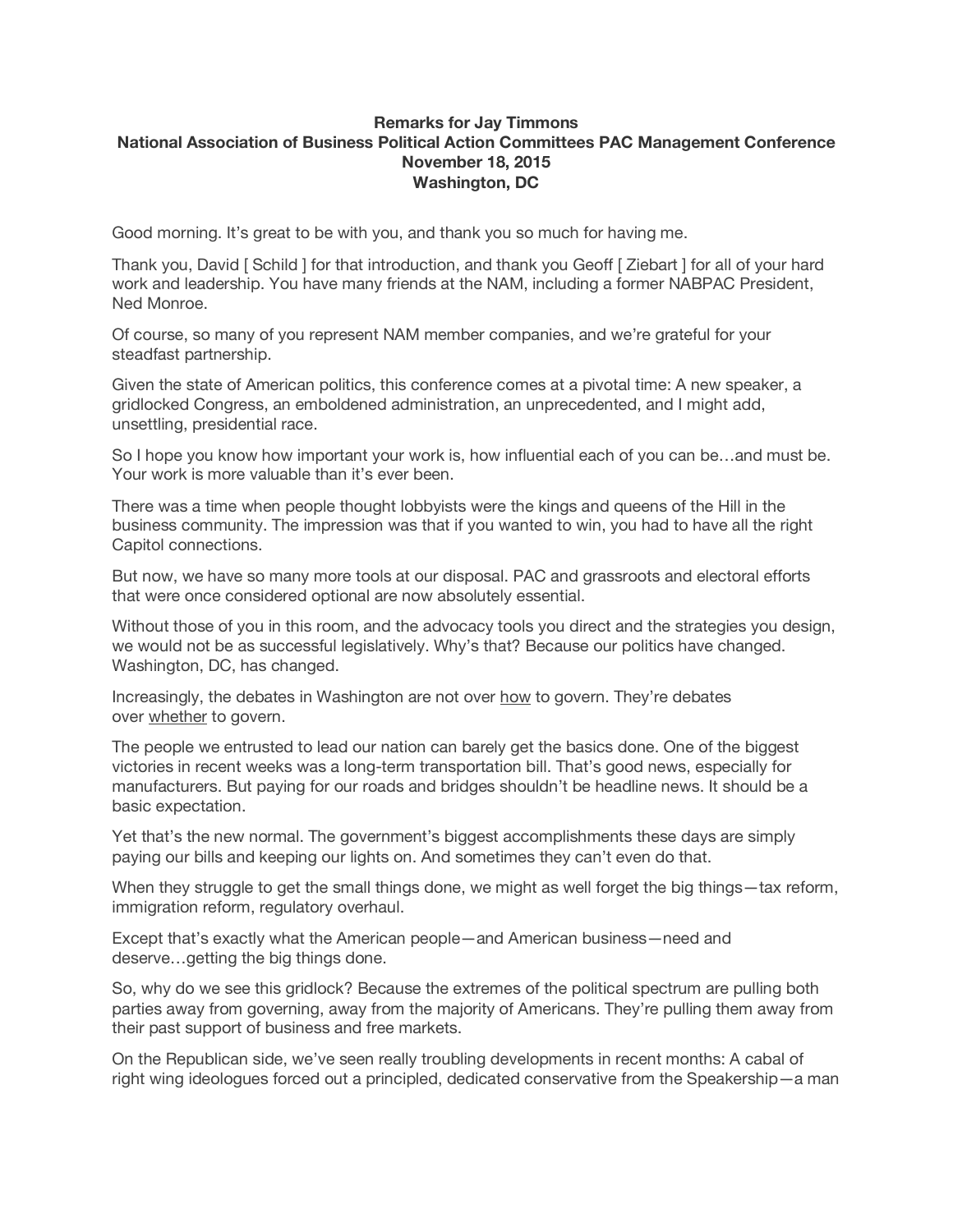**Remarks for Jay Timmons**
**National Association of Business Political Action Committees PAC Management Conference**
**November 18, 2015**
**Washington, DC**

Good morning. It's great to be with you, and thank you so much for having me.

Thank you, David [ Schild ] for that introduction, and thank you Geoff [ Ziebart ] for all of your hard work and leadership. You have many friends at the NAM, including a former NABPAC President, Ned Monroe.

Of course, so many of you represent NAM member companies, and we're grateful for your steadfast partnership.

Given the state of American politics, this conference comes at a pivotal time: A new speaker, a gridlocked Congress, an emboldened administration, an unprecedented, and I might add, unsettling, presidential race.

So I hope you know how important your work is, how influential each of you can be…and must be. Your work is more valuable than it's ever been.

There was a time when people thought lobbyists were the kings and queens of the Hill in the business community. The impression was that if you wanted to win, you had to have all the right Capitol connections.

But now, we have so many more tools at our disposal. PAC and grassroots and electoral efforts that were once considered optional are now absolutely essential.

Without those of you in this room, and the advocacy tools you direct and the strategies you design, we would not be as successful legislatively. Why's that? Because our politics have changed. Washington, DC, has changed.

Increasingly, the debates in Washington are not over <u>how</u> to govern. They're debates over <u>whether</u> to govern.

The people we entrusted to lead our nation can barely get the basics done. One of the biggest victories in recent weeks was a long-term transportation bill. That's good news, especially for manufacturers. But paying for our roads and bridges shouldn't be headline news. It should be a basic expectation.

Yet that's the new normal. The government's biggest accomplishments these days are simply paying our bills and keeping our lights on. And sometimes they can't even do that.

When they struggle to get the small things done, we might as well forget the big things—tax reform, immigration reform, regulatory overhaul.

Except that's exactly what the American people—and American business—need and deserve…getting the big things done.

So, why do we see this gridlock? Because the extremes of the political spectrum are pulling both parties away from governing, away from the majority of Americans. They're pulling them away from their past support of business and free markets.

On the Republican side, we've seen really troubling developments in recent months: A cabal of right wing ideologues forced out a principled, dedicated conservative from the Speakership—a man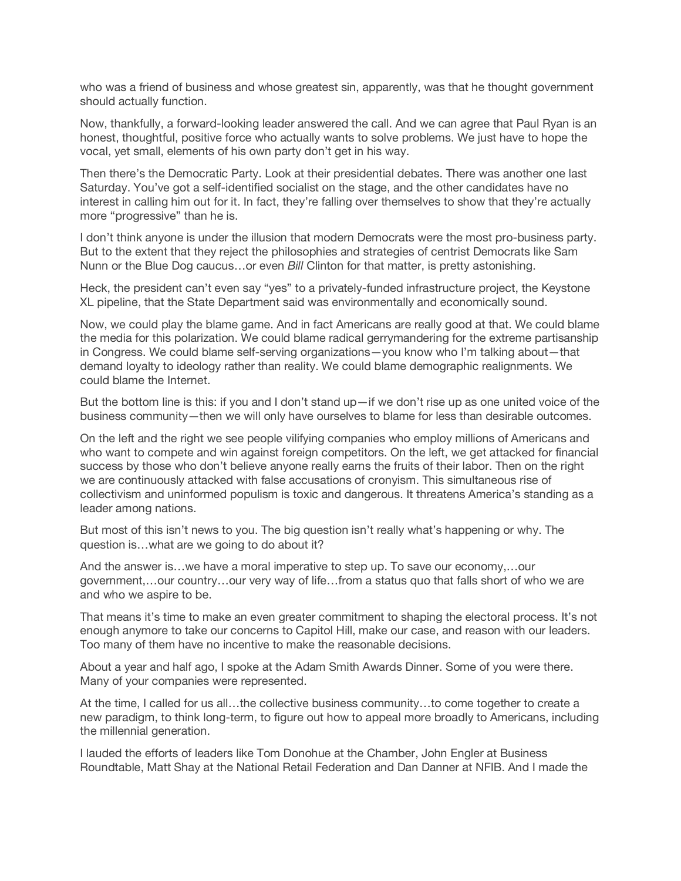who was a friend of business and whose greatest sin, apparently, was that he thought government should actually function.

Now, thankfully, a forward-looking leader answered the call. And we can agree that Paul Ryan is an honest, thoughtful, positive force who actually wants to solve problems. We just have to hope the vocal, yet small, elements of his own party don't get in his way.

Then there's the Democratic Party. Look at their presidential debates. There was another one last Saturday. You've got a self-identified socialist on the stage, and the other candidates have no interest in calling him out for it. In fact, they're falling over themselves to show that they're actually more "progressive" than he is.

I don't think anyone is under the illusion that modern Democrats were the most pro-business party. But to the extent that they reject the philosophies and strategies of centrist Democrats like Sam Nunn or the Blue Dog caucus…or even *Bill* Clinton for that matter, is pretty astonishing.

Heck, the president can't even say "yes" to a privately-funded infrastructure project, the Keystone XL pipeline, that the State Department said was environmentally and economically sound.

Now, we could play the blame game. And in fact Americans are really good at that. We could blame the media for this polarization. We could blame radical gerrymandering for the extreme partisanship in Congress. We could blame self-serving organizations—you know who I'm talking about—that demand loyalty to ideology rather than reality. We could blame demographic realignments. We could blame the Internet.

But the bottom line is this: if you and I don't stand up—if we don't rise up as one united voice of the business community—then we will only have ourselves to blame for less than desirable outcomes.

On the left and the right we see people vilifying companies who employ millions of Americans and who want to compete and win against foreign competitors. On the left, we get attacked for financial success by those who don't believe anyone really earns the fruits of their labor. Then on the right we are continuously attacked with false accusations of cronyism. This simultaneous rise of collectivism and uninformed populism is toxic and dangerous. It threatens America's standing as a leader among nations.

But most of this isn't news to you. The big question isn't really what's happening or why. The question is…what are we going to do about it?

And the answer is…we have a moral imperative to step up. To save our economy,…our government,…our country…our very way of life…from a status quo that falls short of who we are and who we aspire to be.

That means it's time to make an even greater commitment to shaping the electoral process. It's not enough anymore to take our concerns to Capitol Hill, make our case, and reason with our leaders. Too many of them have no incentive to make the reasonable decisions.

About a year and half ago, I spoke at the Adam Smith Awards Dinner. Some of you were there. Many of your companies were represented.

At the time, I called for us all…the collective business community…to come together to create a new paradigm, to think long-term, to figure out how to appeal more broadly to Americans, including the millennial generation.

I lauded the efforts of leaders like Tom Donohue at the Chamber, John Engler at Business Roundtable, Matt Shay at the National Retail Federation and Dan Danner at NFIB. And I made the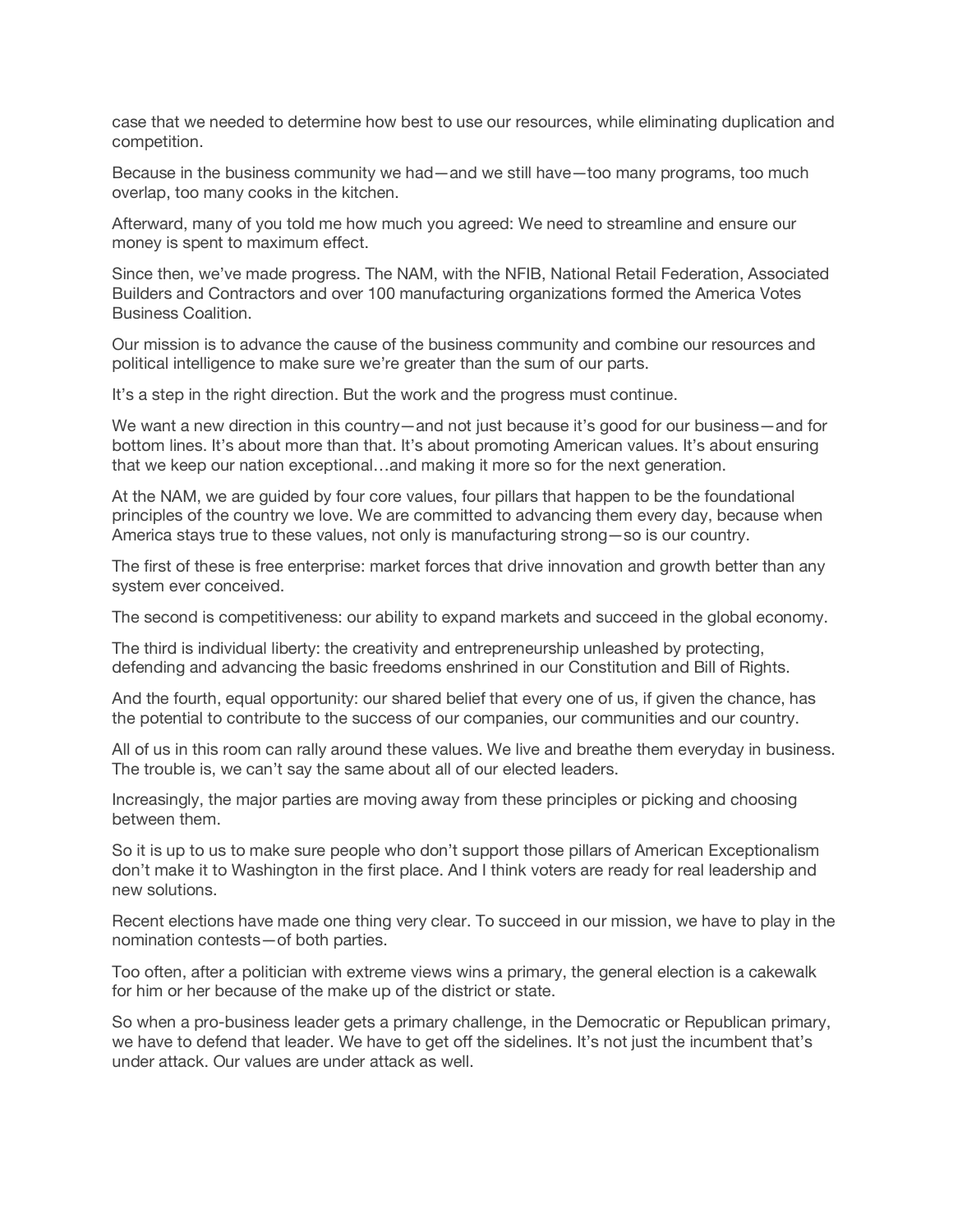case that we needed to determine how best to use our resources, while eliminating duplication and competition.

Because in the business community we had—and we still have—too many programs, too much overlap, too many cooks in the kitchen.

Afterward, many of you told me how much you agreed: We need to streamline and ensure our money is spent to maximum effect.

Since then, we've made progress. The NAM, with the NFIB, National Retail Federation, Associated Builders and Contractors and over 100 manufacturing organizations formed the America Votes Business Coalition.

Our mission is to advance the cause of the business community and combine our resources and political intelligence to make sure we're greater than the sum of our parts.

It's a step in the right direction. But the work and the progress must continue.

We want a new direction in this country—and not just because it's good for our business—and for bottom lines. It's about more than that. It's about promoting American values. It's about ensuring that we keep our nation exceptional…and making it more so for the next generation.

At the NAM, we are guided by four core values, four pillars that happen to be the foundational principles of the country we love. We are committed to advancing them every day, because when America stays true to these values, not only is manufacturing strong—so is our country.

The first of these is free enterprise: market forces that drive innovation and growth better than any system ever conceived.

The second is competitiveness: our ability to expand markets and succeed in the global economy.

The third is individual liberty: the creativity and entrepreneurship unleashed by protecting, defending and advancing the basic freedoms enshrined in our Constitution and Bill of Rights.

And the fourth, equal opportunity: our shared belief that every one of us, if given the chance, has the potential to contribute to the success of our companies, our communities and our country.

All of us in this room can rally around these values. We live and breathe them everyday in business. The trouble is, we can't say the same about all of our elected leaders.

Increasingly, the major parties are moving away from these principles or picking and choosing between them.

So it is up to us to make sure people who don't support those pillars of American Exceptionalism don't make it to Washington in the first place. And I think voters are ready for real leadership and new solutions.

Recent elections have made one thing very clear. To succeed in our mission, we have to play in the nomination contests—of both parties.

Too often, after a politician with extreme views wins a primary, the general election is a cakewalk for him or her because of the make up of the district or state.

So when a pro-business leader gets a primary challenge, in the Democratic or Republican primary, we have to defend that leader. We have to get off the sidelines. It's not just the incumbent that's under attack. Our values are under attack as well.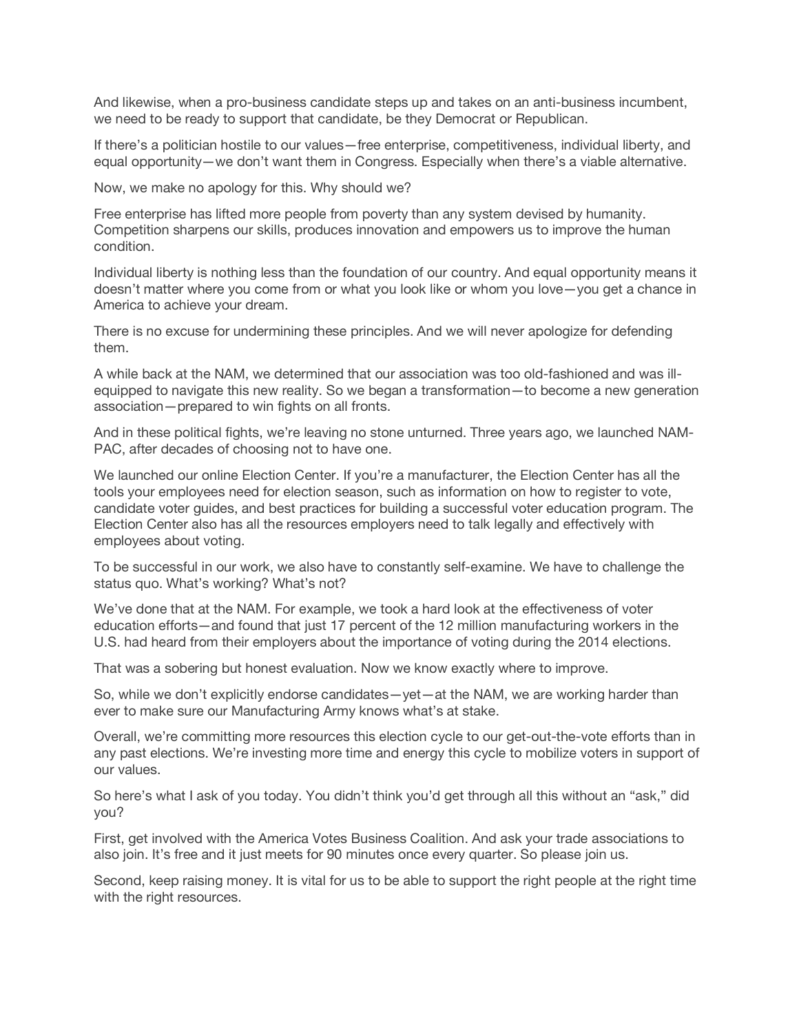And likewise, when a pro-business candidate steps up and takes on an anti-business incumbent, we need to be ready to support that candidate, be they Democrat or Republican.

If there's a politician hostile to our values—free enterprise, competitiveness, individual liberty, and equal opportunity—we don't want them in Congress. Especially when there's a viable alternative.

Now, we make no apology for this. Why should we?

Free enterprise has lifted more people from poverty than any system devised by humanity. Competition sharpens our skills, produces innovation and empowers us to improve the human condition.

Individual liberty is nothing less than the foundation of our country. And equal opportunity means it doesn't matter where you come from or what you look like or whom you love—you get a chance in America to achieve your dream.

There is no excuse for undermining these principles. And we will never apologize for defending them.

A while back at the NAM, we determined that our association was too old-fashioned and was ill-equipped to navigate this new reality. So we began a transformation—to become a new generation association—prepared to win fights on all fronts.

And in these political fights, we're leaving no stone unturned. Three years ago, we launched NAM-PAC, after decades of choosing not to have one.

We launched our online Election Center. If you're a manufacturer, the Election Center has all the tools your employees need for election season, such as information on how to register to vote, candidate voter guides, and best practices for building a successful voter education program. The Election Center also has all the resources employers need to talk legally and effectively with employees about voting.

To be successful in our work, we also have to constantly self-examine. We have to challenge the status quo. What's working? What's not?

We've done that at the NAM. For example, we took a hard look at the effectiveness of voter education efforts—and found that just 17 percent of the 12 million manufacturing workers in the U.S. had heard from their employers about the importance of voting during the 2014 elections.

That was a sobering but honest evaluation. Now we know exactly where to improve.

So, while we don't explicitly endorse candidates—yet—at the NAM, we are working harder than ever to make sure our Manufacturing Army knows what's at stake.

Overall, we're committing more resources this election cycle to our get-out-the-vote efforts than in any past elections. We're investing more time and energy this cycle to mobilize voters in support of our values.

So here's what I ask of you today. You didn't think you'd get through all this without an "ask," did you?

First, get involved with the America Votes Business Coalition. And ask your trade associations to also join. It's free and it just meets for 90 minutes once every quarter. So please join us.

Second, keep raising money. It is vital for us to be able to support the right people at the right time with the right resources.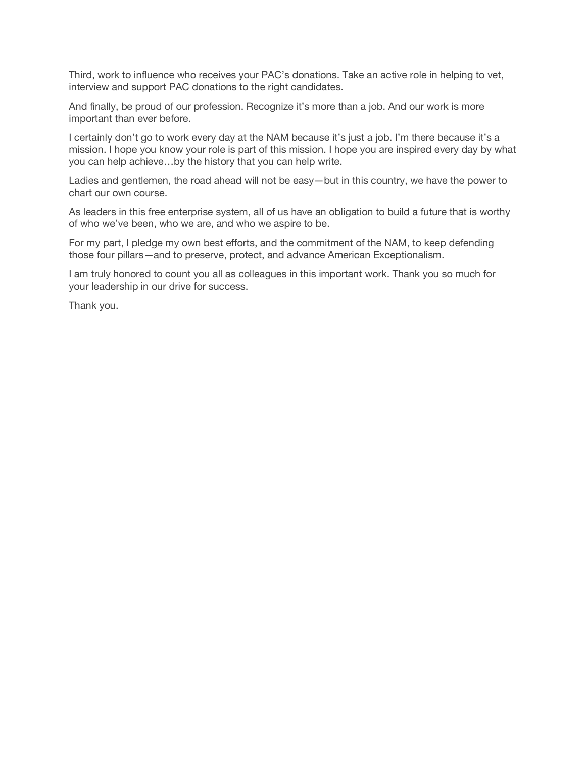Third, work to influence who receives your PAC's donations. Take an active role in helping to vet, interview and support PAC donations to the right candidates.

And finally, be proud of our profession. Recognize it's more than a job. And our work is more important than ever before.

I certainly don't go to work every day at the NAM because it's just a job. I'm there because it's a mission. I hope you know your role is part of this mission. I hope you are inspired every day by what you can help achieve…by the history that you can help write.

Ladies and gentlemen, the road ahead will not be easy—but in this country, we have the power to chart our own course.

As leaders in this free enterprise system, all of us have an obligation to build a future that is worthy of who we've been, who we are, and who we aspire to be.

For my part, I pledge my own best efforts, and the commitment of the NAM, to keep defending those four pillars—and to preserve, protect, and advance American Exceptionalism.

I am truly honored to count you all as colleagues in this important work. Thank you so much for your leadership in our drive for success.

Thank you.